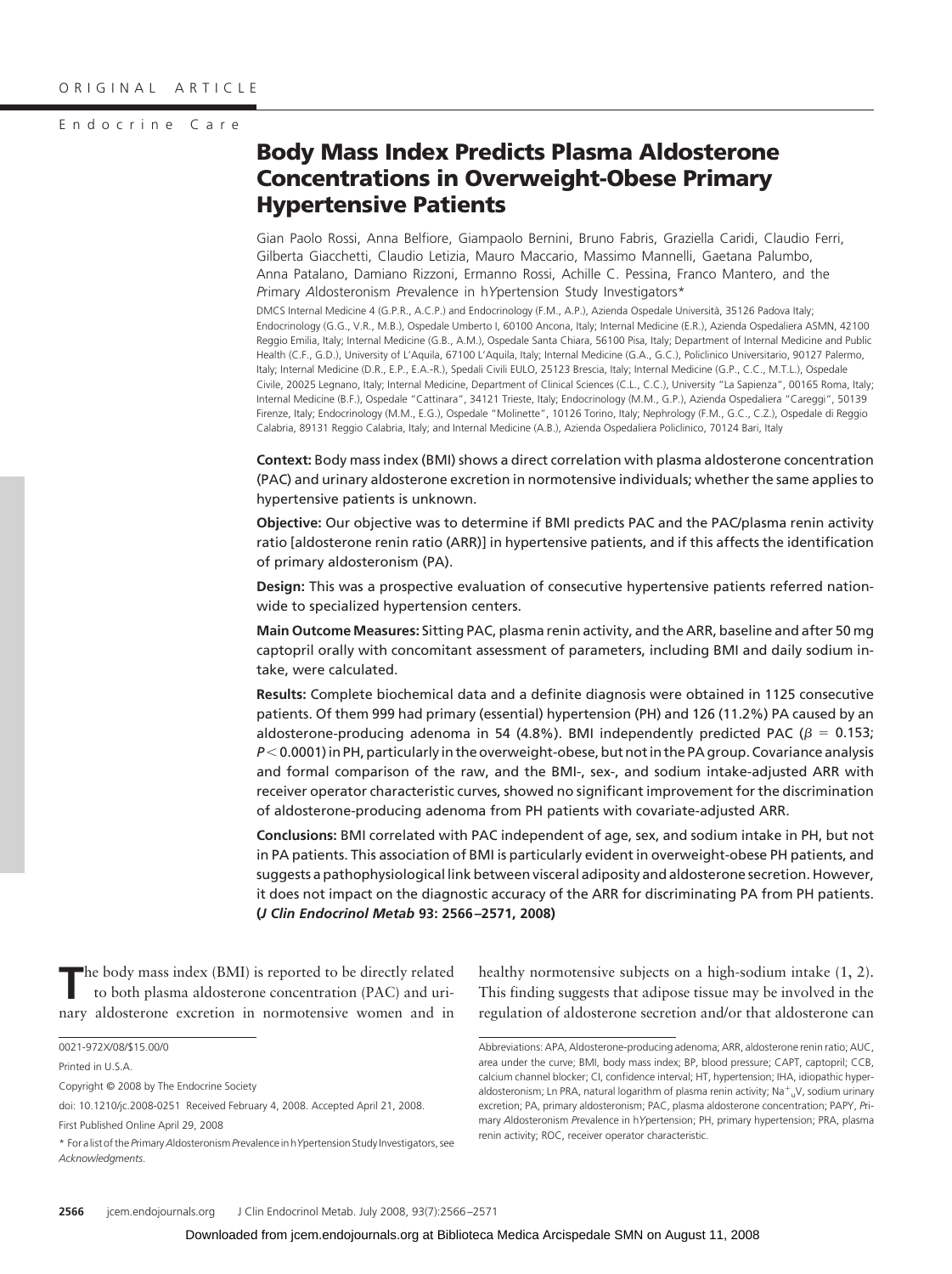ORIGINAL ARTICLE

Endocrine Care

# Body Mass Index Predicts Plasma Aldosterone Concentrations in Overweight-Obese Primary Hypertensive Patients

Gian Paolo Rossi, Anna Belfiore, Giampaolo Bernini, Bruno Fabris, Graziella Caridi, Claudio Ferri, Gilberta Giacchetti, Claudio Letizia, Mauro Maccario, Massimo Mannelli, Gaetana Palumbo, Anna Patalano, Damiano Rizzoni, Ermanno Rossi, Achille C. Pessina, Franco Mantero, and the *P*rimary *A*ldosteronism *P*revalence in h*Y*pertension Study Investigators*

DMCS Internal Medicine 4 (G.P.R., A.C.P.) and Endocrinology (F.M., A.P.), Azienda Ospedale Università, 35126 Padova Italy; Endocrinology (G.G., V.R., M.B.), Ospedale Umberto I, 60100 Ancona, Italy; Internal Medicine (E.R.), Azienda Ospedaliera ASMN, 42100 Reggio Emilia, Italy; Internal Medicine (G.B., A.M.), Ospedale Santa Chiara, 56100 Pisa, Italy; Department of Internal Medicine and Public Health (C.F., G.D.), University of L'Aquila, 67100 L'Aquila, Italy; Internal Medicine (G.A., G.C.), Policlinico Universitario, 90127 Palermo, Italy; Internal Medicine (D.R., E.P., E.A.-R.), Spedali Civili EULO, 25123 Brescia, Italy; Internal Medicine (G.P., C.C., M.T.L.), Ospedale Civile, 20025 Legnano, Italy; Internal Medicine, Department of Clinical Sciences (C.L., C.C.), University "La Sapienza", 00165 Roma, Italy; Internal Medicine (B.F.), Ospedale "Cattinara", 34121 Trieste, Italy; Endocrinology (M.M., G.P.), Azienda Ospedaliera "Careggi", 50139 Firenze, Italy; Endocrinology (M.M., E.G.), Ospedale "Molinette", 10126 Torino, Italy; Nephrology (F.M., G.C., C.Z.), Ospedale di Reggio Calabria, 89131 Reggio Calabria, Italy; and Internal Medicine (A.B.), Azienda Ospedaliera Policlinico, 70124 Bari, Italy

**Context:** Body mass index (BMI) shows a direct correlation with plasma aldosterone concentration (PAC) and urinary aldosterone excretion in normotensive individuals; whether the same applies to hypertensive patients is unknown.

**Objective:** Our objective was to determine if BMI predicts PAC and the PAC/plasma renin activity ratio [aldosterone renin ratio (ARR)] in hypertensive patients, and if this affects the identification of primary aldosteronism (PA).

**Design:** This was a prospective evaluation of consecutive hypertensive patients referred nationwide to specialized hypertension centers.

**Main Outcome Measures:** Sitting PAC, plasma renin activity, and the ARR, baseline and after 50 mg captopril orally with concomitant assessment of parameters, including BMI and daily sodium intake, were calculated.

**Results:** Complete biochemical data and a definite diagnosis were obtained in 1125 consecutive patients. Of them 999 had primary (essential) hypertension (PH) and 126 (11.2%) PA caused by an aldosterone-producing adenoma in 54 (4.8%). BMI independently predicted PAC ($\beta = 0.153$; $P < 0.0001$) in PH, particularly in the overweight-obese, but not in the PA group. Covariance analysis and formal comparison of the raw, and the BMI-, sex-, and sodium intake-adjusted ARR with receiver operator characteristic curves, showed no significant improvement for the discrimination of aldosterone-producing adenoma from PH patients with covariate-adjusted ARR.

**Conclusions:** BMI correlated with PAC independent of age, sex, and sodium intake in PH, but not in PA patients. This association of BMI is particularly evident in overweight-obese PH patients, and suggests a pathophysiological link between visceral adiposity and aldosterone secretion. However, it does not impact on the diagnostic accuracy of the ARR for discriminating PA from PH patients. **(*J Clin Endocrinol Metab* 93: 2566–2571, 2008)**

The body mass index (BMI) is reported to be directly related to both plasma aldosterone concentration (PAC) and urinary aldosterone excretion in normotensive women and in healthy normotensive subjects on a high-sodium intake (1, 2). This finding suggests that adipose tissue may be involved in the regulation of aldosterone secretion and/or that aldosterone can

0021-972X/08/$15.00/0

Printed in U.S.A.

Copyright © 2008 by The Endocrine Society

doi: 10.1210/jc.2008-0251 Received February 4, 2008. Accepted April 21, 2008.

First Published Online April 29, 2008

* For a list of the *P*rimary *A*ldosteronism *P*revalence in h*Y*pertension Study Investigators, see *Acknowledgments*.

Abbreviations: APA, Aldosterone-producing adenoma; ARR, aldosterone renin ratio; AUC, area under the curve; BMI, body mass index; BP, blood pressure; CAPT, captopril; CCB, calcium channel blocker; CI, confidence interval; HT, hypertension; IHA, idiopathic hyperaldosteronism; Ln PRA, natural logarithm of plasma renin activity; $Na^{+}{}_{u}V$, sodium urinary excretion; PA, primary aldosteronism; PAC, plasma aldosterone concentration; PAPY, *P*rimary *A*ldosteronism *P*revalence in h*Y*pertension; PH, primary hypertension; PRA, plasma renin activity; ROC, receiver operator characteristic.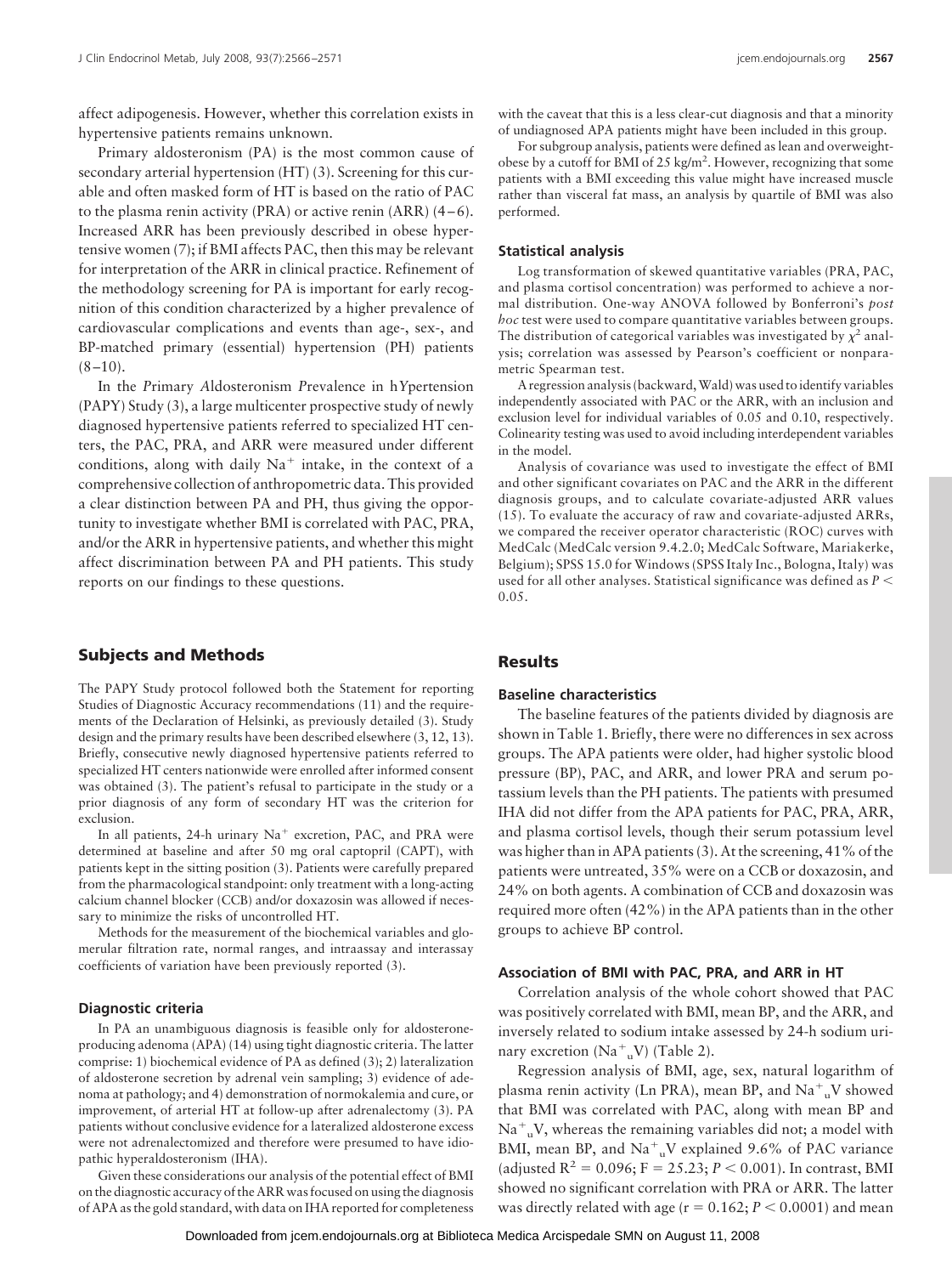affect adipogenesis. However, whether this correlation exists in hypertensive patients remains unknown.

Primary aldosteronism (PA) is the most common cause of secondary arterial hypertension (HT) (3). Screening for this curable and often masked form of HT is based on the ratio of PAC to the plasma renin activity (PRA) or active renin (ARR) (4–6). Increased ARR has been previously described in obese hypertensive women (7); if BMI affects PAC, then this may be relevant for interpretation of the ARR in clinical practice. Refinement of the methodology screening for PA is important for early recognition of this condition characterized by a higher prevalence of cardiovascular complications and events than age-, sex-, and BP-matched primary (essential) hypertension (PH) patients (8–10).

In the *P*rimary *A*ldosteronism *P*revalence in h*Y*pertension (PAPY) Study (3), a large multicenter prospective study of newly diagnosed hypertensive patients referred to specialized HT centers, the PAC, PRA, and ARR were measured under different conditions, along with daily $Na^+$ intake, in the context of a comprehensive collection of anthropometric data. This provided a clear distinction between PA and PH, thus giving the opportunity to investigate whether BMI is correlated with PAC, PRA, and/or the ARR in hypertensive patients, and whether this might affect discrimination between PA and PH patients. This study reports on our findings to these questions.

## Subjects and Methods

The PAPY Study protocol followed both the Statement for reporting Studies of Diagnostic Accuracy recommendations (11) and the requirements of the Declaration of Helsinki, as previously detailed (3). Study design and the primary results have been described elsewhere (3, 12, 13). Briefly, consecutive newly diagnosed hypertensive patients referred to specialized HT centers nationwide were enrolled after informed consent was obtained (3). The patient's refusal to participate in the study or a prior diagnosis of any form of secondary HT was the criterion for exclusion.

In all patients, 24-h urinary $Na^+$ excretion, PAC, and PRA were determined at baseline and after 50 mg oral captopril (CAPT), with patients kept in the sitting position (3). Patients were carefully prepared from the pharmacological standpoint: only treatment with a long-acting calcium channel blocker (CCB) and/or doxazosin was allowed if necessary to minimize the risks of uncontrolled HT.

Methods for the measurement of the biochemical variables and glomerular filtration rate, normal ranges, and intraassay and interassay coefficients of variation have been previously reported (3).

### Diagnostic criteria

In PA an unambiguous diagnosis is feasible only for aldosterone-producing adenoma (APA) (14) using tight diagnostic criteria. The latter comprise: 1) biochemical evidence of PA as defined (3); 2) lateralization of aldosterone secretion by adrenal vein sampling; 3) evidence of adenoma at pathology; and 4) demonstration of normokalemia and cure, or improvement, of arterial HT at follow-up after adrenalectomy (3). PA patients without conclusive evidence for a lateralized aldosterone excess were not adrenalectomized and therefore were presumed to have idiopathic hyperaldosteronism (IHA).

Given these considerations our analysis of the potential effect of BMI on the diagnostic accuracy of the ARR was focused on using the diagnosis of APA as the gold standard, with data on IHA reported for completeness with the caveat that this is a less clear-cut diagnosis and that a minority of undiagnosed APA patients might have been included in this group.

For subgroup analysis, patients were defined as lean and overweight-obese by a cutoff for BMI of 25 kg/m$^2$. However, recognizing that some patients with a BMI exceeding this value might have increased muscle rather than visceral fat mass, an analysis by quartile of BMI was also performed.

### Statistical analysis

Log transformation of skewed quantitative variables (PRA, PAC, and plasma cortisol concentration) was performed to achieve a normal distribution. One-way ANOVA followed by Bonferroni's *post hoc* test were used to compare quantitative variables between groups. The distribution of categorical variables was investigated by $\chi^2$ analysis; correlation was assessed by Pearson's coefficient or nonparametric Spearman test.

A regression analysis (backward, Wald) was used to identify variables independently associated with PAC or the ARR, with an inclusion and exclusion level for individual variables of 0.05 and 0.10, respectively. Colinearity testing was used to avoid including interdependent variables in the model.

Analysis of covariance was used to investigate the effect of BMI and other significant covariates on PAC and the ARR in the different diagnosis groups, and to calculate covariate-adjusted ARR values (15). To evaluate the accuracy of raw and covariate-adjusted ARRs, we compared the receiver operator characteristic (ROC) curves with MedCalc (MedCalc version 9.4.2.0; MedCalc Software, Mariakerke, Belgium); SPSS 15.0 for Windows (SPSS Italy Inc., Bologna, Italy) was used for all other analyses. Statistical significance was defined as $P < 0.05$.

## Results

### Baseline characteristics

The baseline features of the patients divided by diagnosis are shown in Table 1. Briefly, there were no differences in sex across groups. The APA patients were older, had higher systolic blood pressure (BP), PAC, and ARR, and lower PRA and serum potassium levels than the PH patients. The patients with presumed IHA did not differ from the APA patients for PAC, PRA, ARR, and plasma cortisol levels, though their serum potassium level was higher than in APA patients (3). At the screening, 41% of the patients were untreated, 35% were on a CCB or doxazosin, and 24% on both agents. A combination of CCB and doxazosin was required more often (42%) in the APA patients than in the other groups to achieve BP control.

### Association of BMI with PAC, PRA, and ARR in HT

Correlation analysis of the whole cohort showed that PAC was positively correlated with BMI, mean BP, and the ARR, and inversely related to sodium intake assessed by 24-h sodium urinary excretion ($Na^+_uV$) (Table 2).

Regression analysis of BMI, age, sex, natural logarithm of plasma renin activity (Ln PRA), mean BP, and $Na^+_uV$ showed that BMI was correlated with PAC, along with mean BP and $Na^+_uV$, whereas the remaining variables did not; a model with BMI, mean BP, and $Na^+_uV$ explained 9.6% of PAC variance (adjusted $R^2 = 0.096$; $F = 25.23$; $P < 0.001$). In contrast, BMI showed no significant correlation with PRA or ARR. The latter was directly related with age ($r = 0.162$; $P < 0.0001$) and mean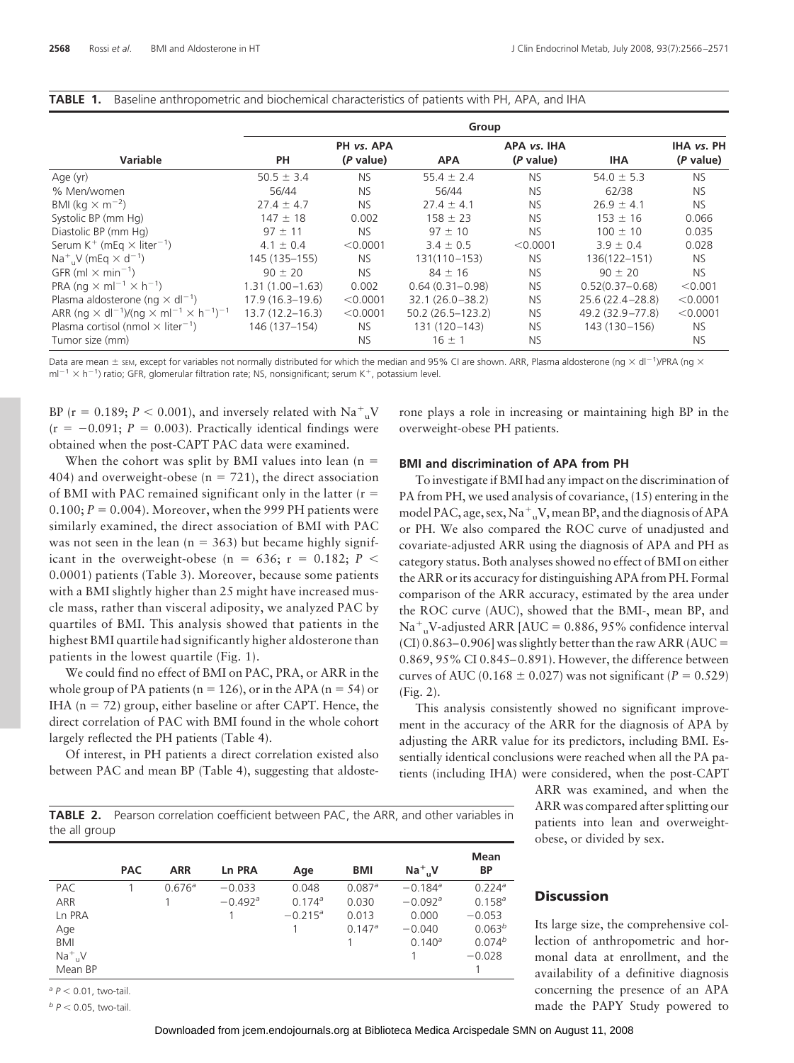**TABLE 1.** Baseline anthropometric and biochemical characteristics of patients with PH, APA, and IHA

| Variable | Group | | | | | |
|---|---|---|---|---|---|---|
| | PH | PH *vs.* APA (*P* value) | APA | APA *vs.* IHA (*P* value) | IHA | IHA *vs.* PH (*P* value) |
| Age (yr) | 50.5 ± 3.4 | NS | 55.4 ± 2.4 | NS | 54.0 ± 5.3 | NS |
| % Men/women | 56/44 | NS | 56/44 | NS | 62/38 | NS |
| BMI (kg × m$^{-2}$) | 27.4 ± 4.7 | NS | 27.4 ± 4.1 | NS | 26.9 ± 4.1 | NS |
| Systolic BP (mm Hg) | 147 ± 18 | 0.002 | 158 ± 23 | NS | 153 ± 16 | 0.066 |
| Diastolic BP (mm Hg) | 97 ± 11 | NS | 97 ± 10 | NS | 100 ± 10 | 0.035 |
| Serum K$^+$ (mEq × liter$^{-1}$) | 4.1 ± 0.4 | <0.0001 | 3.4 ± 0.5 | <0.0001 | 3.9 ± 0.4 | 0.028 |
| $Na^+_uV$ (mEq × d$^{-1}$) | 145 (135–155) | NS | 131(110–153) | NS | 136(122–151) | NS |
| GFR (ml × min$^{-1}$) | 90 ± 20 | NS | 84 ± 16 | NS | 90 ± 20 | NS |
| PRA (ng × ml$^{-1}$ × h$^{-1}$) | 1.31 (1.00–1.63) | 0.002 | 0.64 (0.31–0.98) | NS | 0.52(0.37–0.68) | <0.001 |
| Plasma aldosterone (ng × dl$^{-1}$) | 17.9 (16.3–19.6) | <0.0001 | 32.1 (26.0–38.2) | NS | 25.6 (22.4–28.8) | <0.0001 |
| ARR (ng × dl$^{-1}$)/(ng × ml$^{-1}$ × h$^{-1}$)$^{-1}$ | 13.7 (12.2–16.3) | <0.0001 | 50.2 (26.5–123.2) | NS | 49.2 (32.9–77.8) | <0.0001 |
| Plasma cortisol (nmol × liter$^{-1}$) | 146 (137–154) | NS | 131 (120–143) | NS | 143 (130–156) | NS |
| Tumor size (mm) | | NS | 16 ± 1 | NS | | NS |

Data are mean ± SEM, except for variables not normally distributed for which the median and 95% CI are shown. ARR, Plasma aldosterone (ng × dl$^{-1}$)/PRA (ng × ml$^{-1}$ × h$^{-1}$) ratio; GFR, glomerular filtration rate; NS, nonsignificant; serum K$^+$, potassium level.

BP ($r = 0.189$; $P < 0.001$), and inversely related with $Na^+_uV$ ($r = -0.091$; $P = 0.003$). Practically identical findings were obtained when the post-CAPT PAC data were examined.

When the cohort was split by BMI values into lean ($n = 404$) and overweight-obese ($n = 721$), the direct association of BMI with PAC remained significant only in the latter ($r = 0.100$; $P = 0.004$). Moreover, when the 999 PH patients were similarly examined, the direct association of BMI with PAC was not seen in the lean ($n = 363$) but became highly significant in the overweight-obese ($n = 636$; $r = 0.182$; $P < 0.0001$) patients (Table 3). Moreover, because some patients with a BMI slightly higher than 25 might have increased muscle mass, rather than visceral adiposity, we analyzed PAC by quartiles of BMI. This analysis showed that patients in the highest BMI quartile had significantly higher aldosterone than patients in the lowest quartile (Fig. 1).

We could find no effect of BMI on PAC, PRA, or ARR in the whole group of PA patients ($n = 126$), or in the APA ($n = 54$) or IHA ($n = 72$) group, either baseline or after CAPT. Hence, the direct correlation of PAC with BMI found in the whole cohort largely reflected the PH patients (Table 4).

Of interest, in PH patients a direct correlation existed also between PAC and mean BP (Table 4), suggesting that aldosterone plays a role in increasing or maintaining high BP in the overweight-obese PH patients.

**TABLE 2.** Pearson correlation coefficient between PAC, the ARR, and other variables in the all group

| | PAC | ARR | Ln PRA | Age | BMI | $Na^+_uV$ | Mean BP |
|---|---|---|---|---|---|---|---|
| PAC | 1 | 0.676[a] | −0.033 | 0.048 | 0.087[a] | −0.184[a] | 0.224[a] |
| ARR | | 1 | −0.492[a] | 0.174[a] | 0.030 | −0.092[a] | 0.158[a] |
| Ln PRA | | | 1 | −0.215[a] | 0.013 | 0.000 | −0.053 |
| Age | | | | 1 | 0.147[a] | −0.040 | 0.063[b] |
| BMI | | | | | 1 | 0.140[a] | 0.074[b] |
| $Na^+_uV$ | | | | | | 1 | −0.028 |
| Mean BP | | | | | | | 1 |

[a] $P < 0.01$, two-tail.

[b] $P < 0.05$, two-tail.

### BMI and discrimination of APA from PH

To investigate if BMI had any impact on the discrimination of PA from PH, we used analysis of covariance, (15) entering in the model PAC, age, sex, $Na^+_uV$, mean BP, and the diagnosis of APA or PH. We also compared the ROC curve of unadjusted and covariate-adjusted ARR using the diagnosis of APA and PH as category status. Both analyses showed no effect of BMI on either the ARR or its accuracy for distinguishing APA from PH. Formal comparison of the ARR accuracy, estimated by the area under the ROC curve (AUC), showed that the BMI-, mean BP, and $Na^+_uV$-adjusted ARR [AUC = 0.886, 95% confidence interval (CI) 0.863–0.906] was slightly better than the raw ARR (AUC = 0.869, 95% CI 0.845–0.891). However, the difference between curves of AUC (0.168 ± 0.027) was not significant ($P = 0.529$) (Fig. 2).

This analysis consistently showed no significant improvement in the accuracy of the ARR for the diagnosis of APA by adjusting the ARR value for its predictors, including BMI. Essentially identical conclusions were reached when all the PA patients (including IHA) were considered, when the post-CAPT ARR was examined, and when the ARR was compared after splitting our patients into lean and overweight-obese, or divided by sex.

## Discussion

Its large size, the comprehensive collection of anthropometric and hormonal data at enrollment, and the availability of a definitive diagnosis concerning the presence of an APA made the PAPY Study powered to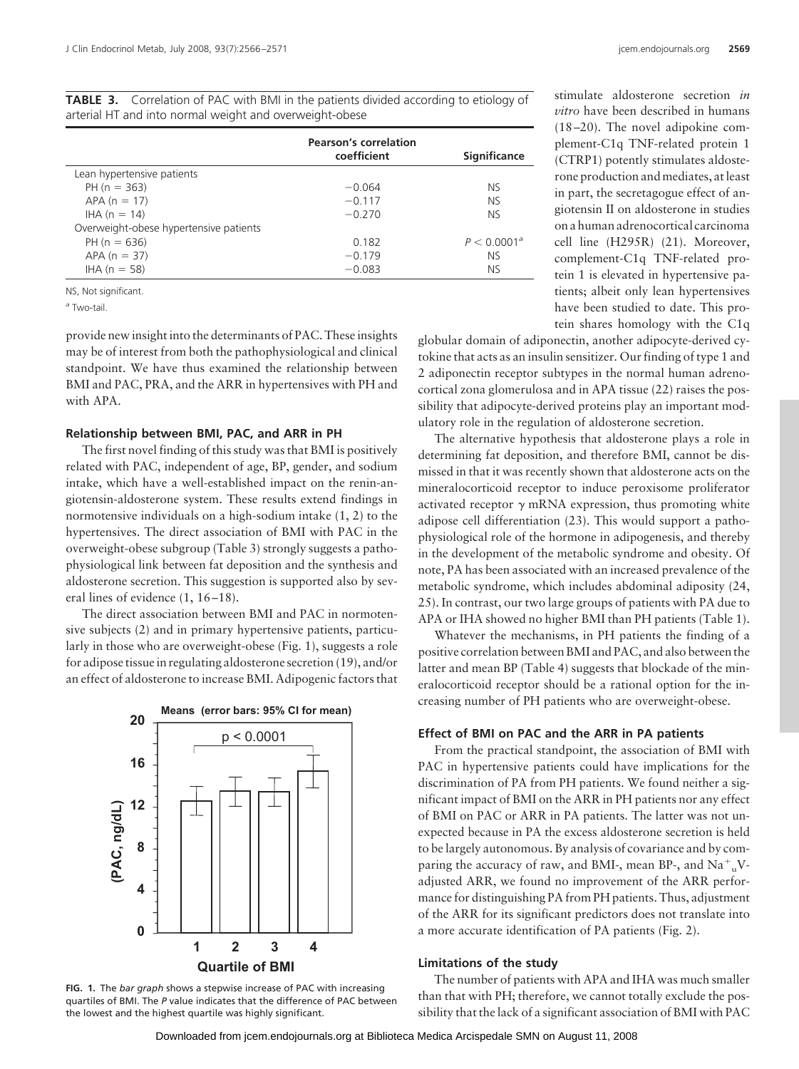**TABLE 3.** Correlation of PAC with BMI in the patients divided according to etiology of arterial HT and into normal weight and overweight-obese

| | Pearson's correlation coefficient | Significance |
|---|---|---|
| Lean hypertensive patients | | |
| PH (n = 363) | −0.064 | NS |
| APA (n = 17) | −0.117 | NS |
| IHA (n = 14) | −0.270 | NS |
| Overweight-obese hypertensive patients | | |
| PH (n = 636) | 0.182 | $P < 0.0001$[a] |
| APA (n = 37) | −0.179 | NS |
| IHA (n = 58) | −0.083 | NS |

NS, Not significant.

[a] Two-tail.

provide new insight into the determinants of PAC. These insights may be of interest from both the pathophysiological and clinical standpoint. We have thus examined the relationship between BMI and PAC, PRA, and the ARR in hypertensives with PH and with APA.

### Relationship between BMI, PAC, and ARR in PH

The first novel finding of this study was that BMI is positively related with PAC, independent of age, BP, gender, and sodium intake, which have a well-established impact on the renin-angiotensin-aldosterone system. These results extend findings in normotensive individuals on a high-sodium intake (1, 2) to the hypertensives. The direct association of BMI with PAC in the overweight-obese subgroup (Table 3) strongly suggests a pathophysiological link between fat deposition and the synthesis and aldosterone secretion. This suggestion is supported also by several lines of evidence (1, 16–18).

The direct association between BMI and PAC in normotensive subjects (2) and in primary hypertensive patients, particularly in those who are overweight-obese (Fig. 1), suggests a role for adipose tissue in regulating aldosterone secretion (19), and/or an effect of aldosterone to increase BMI. Adipogenic factors that stimulate aldosterone secretion *in vitro* have been described in humans (18–20). The novel adipokine complement-C1q TNF-related protein 1 (CTRP1) potently stimulates aldosterone production and mediates, at least in part, the secretagogue effect of angiotensin II on aldosterone in studies on a human adrenocortical carcinoma cell line (H295R) (21). Moreover, complement-C1q TNF-related protein 1 is elevated in hypertensive patients; albeit only lean hypertensives have been studied to date. This protein shares homology with the C1q globular domain of adiponectin, another adipocyte-derived cytokine that acts as an insulin sensitizer. Our finding of type 1 and 2 adiponectin receptor subtypes in the normal human adrenocortical zona glomerulosa and in APA tissue (22) raises the possibility that adipocyte-derived proteins play an important modulatory role in the regulation of aldosterone secretion.

**FIG. 1.** The *bar graph* shows a stepwise increase of PAC with increasing quartiles of BMI. The *P* value indicates that the difference of PAC between the lowest and the highest quartile was highly significant.

The alternative hypothesis that aldosterone plays a role in determining fat deposition, and therefore BMI, cannot be dismissed in that it was recently shown that aldosterone acts on the mineralocorticoid receptor to induce peroxisome proliferator activated receptor $\gamma$ mRNA expression, thus promoting white adipose cell differentiation (23). This would support a pathophysiological role of the hormone in adipogenesis, and thereby in the development of the metabolic syndrome and obesity. Of note, PA has been associated with an increased prevalence of the metabolic syndrome, which includes abdominal adiposity (24, 25). In contrast, our two large groups of patients with PA due to APA or IHA showed no higher BMI than PH patients (Table 1).

Whatever the mechanisms, in PH patients the finding of a positive correlation between BMI and PAC, and also between the latter and mean BP (Table 4) suggests that blockade of the mineralocorticoid receptor should be a rational option for the increasing number of PH patients who are overweight-obese.

### Effect of BMI on PAC and the ARR in PA patients

From the practical standpoint, the association of BMI with PAC in hypertensive patients could have implications for the discrimination of PA from PH patients. We found neither a significant impact of BMI on the ARR in PH patients nor any effect of BMI on PAC or ARR in PA patients. The latter was not unexpected because in PA the excess aldosterone secretion is held to be largely autonomous. By analysis of covariance and by comparing the accuracy of raw, and BMI-, mean BP-, and $Na^{+}_{u}V$-adjusted ARR, we found no improvement of the ARR performance for distinguishing PA from PH patients. Thus, adjustment of the ARR for its significant predictors does not translate into a more accurate identification of PA patients (Fig. 2).

### Limitations of the study

The number of patients with APA and IHA was much smaller than that with PH; therefore, we cannot totally exclude the possibility that the lack of a significant association of BMI with PAC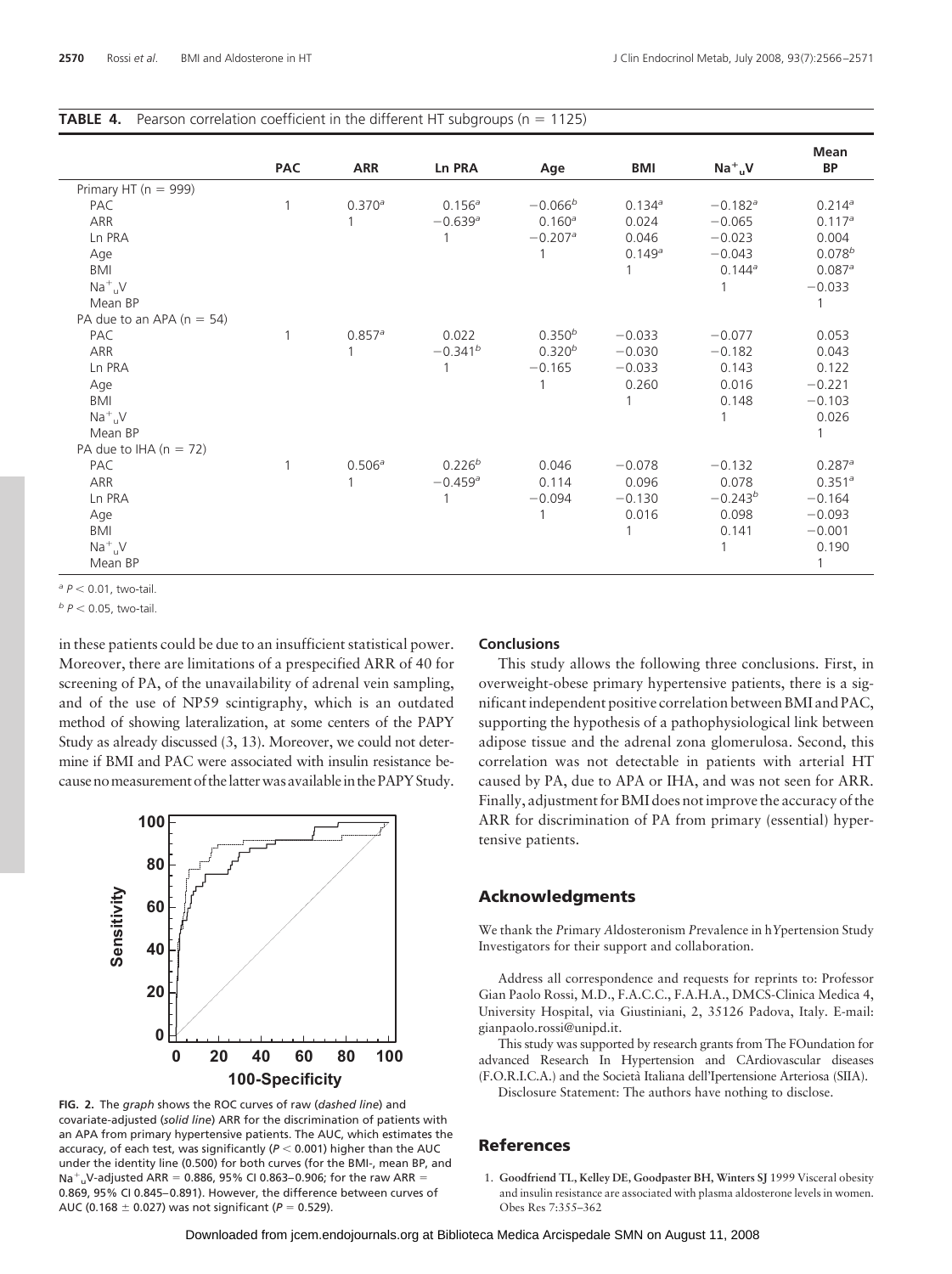**TABLE 4.** Pearson correlation coefficient in the different HT subgroups (n = 1125)

| | PAC | ARR | Ln PRA | Age | BMI | $Na^+_uV$ | Mean BP |
|---|---|---|---|---|---|---|---|
| Primary HT (n = 999) | | | | | | | |
| PAC | 1 | 0.370[a] | 0.156[a] | −0.066[b] | 0.134[a] | −0.182[a] | 0.214[a] |
| ARR | | 1 | −0.639[a] | 0.160[a] | 0.024 | −0.065 | 0.117[a] |
| Ln PRA | | | 1 | −0.207[a] | 0.046 | −0.023 | 0.004 |
| Age | | | | 1 | 0.149[a] | −0.043 | 0.078[b] |
| BMI | | | | | 1 | 0.144[a] | 0.087[a] |
| $Na^+_uV$ | | | | | | 1 | −0.033 |
| Mean BP | | | | | | | 1 |
| PA due to an APA (n = 54) | | | | | | | |
| PAC | 1 | 0.857[a] | 0.022 | 0.350[b] | −0.033 | −0.077 | 0.053 |
| ARR | | 1 | −0.341[b] | 0.320[b] | −0.030 | −0.182 | 0.043 |
| Ln PRA | | | 1 | −0.165 | −0.033 | 0.143 | 0.122 |
| Age | | | | 1 | 0.260 | 0.016 | −0.221 |
| BMI | | | | | 1 | 0.148 | −0.103 |
| $Na^+_uV$ | | | | | | 1 | 0.026 |
| Mean BP | | | | | | | 1 |
| PA due to IHA (n = 72) | | | | | | | |
| PAC | 1 | 0.506[a] | 0.226[b] | 0.046 | −0.078 | −0.132 | 0.287[a] |
| ARR | | 1 | −0.459[a] | 0.114 | 0.096 | 0.078 | 0.351[a] |
| Ln PRA | | | 1 | −0.094 | −0.130 | −0.243[b] | −0.164 |
| Age | | | | 1 | 0.016 | 0.098 | −0.093 |
| BMI | | | | | 1 | 0.141 | −0.001 |
| $Na^+_uV$ | | | | | | 1 | 0.190 |
| Mean BP | | | | | | | 1 |

[a] $P < 0.01$, two-tail.

[b] $P < 0.05$, two-tail.

in these patients could be due to an insufficient statistical power. Moreover, there are limitations of a prespecified ARR of 40 for screening of PA, of the unavailability of adrenal vein sampling, and of the use of NP59 scintigraphy, which is an outdated method of showing lateralization, at some centers of the PAPY Study as already discussed (3, 13). Moreover, we could not determine if BMI and PAC were associated with insulin resistance because no measurement of the latter was available in the PAPY Study.

**FIG. 2.** The *graph* shows the ROC curves of raw (*dashed line*) and covariate-adjusted (*solid line*) ARR for the discrimination of patients with an APA from primary hypertensive patients. The AUC, which estimates the accuracy, of each test, was significantly ($P < 0.001$) higher than the AUC under the identity line (0.500) for both curves (for the BMI-, mean BP, and $Na^+_uV$-adjusted ARR = 0.886, 95% CI 0.863–0.906; for the raw ARR = 0.869, 95% CI 0.845–0.891). However, the difference between curves of AUC (0.168 ± 0.027) was not significant ($P = 0.529$).

## Conclusions

This study allows the following three conclusions. First, in overweight-obese primary hypertensive patients, there is a significant independent positive correlation between BMI and PAC, supporting the hypothesis of a pathophysiological link between adipose tissue and the adrenal zona glomerulosa. Second, this correlation was not detectable in patients with arterial HT caused by PA, due to APA or IHA, and was not seen for ARR. Finally, adjustment for BMI does not improve the accuracy of the ARR for discrimination of PA from primary (essential) hypertensive patients.

## Acknowledgments

We thank the *P*rimary *A*ldosteronism *P*revalence in h*Y*pertension Study Investigators for their support and collaboration.

Address all correspondence and requests for reprints to: Professor Gian Paolo Rossi, M.D., F.A.C.C., F.A.H.A., DMCS-Clinica Medica 4, University Hospital, via Giustiniani, 2, 35126 Padova, Italy. E-mail: gianpaolo.rossi@unipd.it.

This study was supported by research grants from The FOundation for advanced Research In Hypertension and CArdiovascular diseases (F.O.R.I.C.A.) and the Società Italiana dell'Ipertensione Arteriosa (SIIA).

Disclosure Statement: The authors have nothing to disclose.

## References

1. **Goodfriend TL, Kelley DE, Goodpaster BH, Winters SJ** 1999 Visceral obesity and insulin resistance are associated with plasma aldosterone levels in women. Obes Res 7:355–362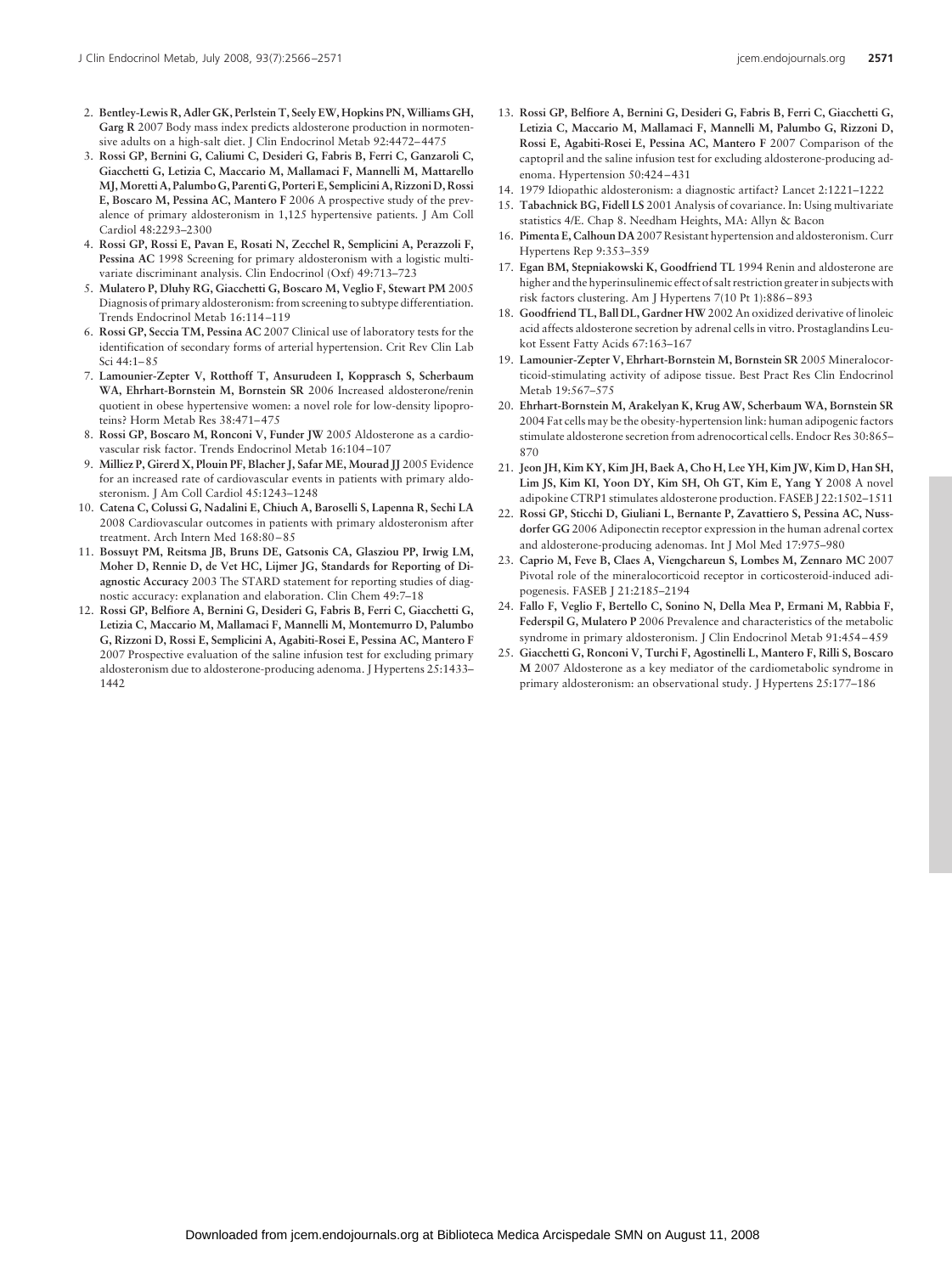2. **Bentley-Lewis R, Adler GK, Perlstein T, Seely EW, Hopkins PN, Williams GH, Garg R** 2007 Body mass index predicts aldosterone production in normotensive adults on a high-salt diet. J Clin Endocrinol Metab 92:4472–4475
3. **Rossi GP, Bernini G, Caliumi C, Desideri G, Fabris B, Ferri C, Ganzaroli C, Giacchetti G, Letizia C, Maccario M, Mallamaci F, Mannelli M, Mattarello MJ, Moretti A, Palumbo G, Parenti G, Porteri E, Semplicini A, Rizzoni D, Rossi E, Boscaro M, Pessina AC, Mantero F** 2006 A prospective study of the prevalence of primary aldosteronism in 1,125 hypertensive patients. J Am Coll Cardiol 48:2293–2300
4. **Rossi GP, Rossi E, Pavan E, Rosati N, Zecchel R, Semplicini A, Perazzoli F, Pessina AC** 1998 Screening for primary aldosteronism with a logistic multivariate discriminant analysis. Clin Endocrinol (Oxf) 49:713–723
5. **Mulatero P, Dluhy RG, Giacchetti G, Boscaro M, Veglio F, Stewart PM** 2005 Diagnosis of primary aldosteronism: from screening to subtype differentiation. Trends Endocrinol Metab 16:114–119
6. **Rossi GP, Seccia TM, Pessina AC** 2007 Clinical use of laboratory tests for the identification of secondary forms of arterial hypertension. Crit Rev Clin Lab Sci 44:1–85
7. **Lamounier-Zepter V, Rotthoff T, Ansurudeen I, Kopprasch S, Scherbaum WA, Ehrhart-Bornstein M, Bornstein SR** 2006 Increased aldosterone/renin quotient in obese hypertensive women: a novel role for low-density lipoproteins? Horm Metab Res 38:471–475
8. **Rossi GP, Boscaro M, Ronconi V, Funder JW** 2005 Aldosterone as a cardiovascular risk factor. Trends Endocrinol Metab 16:104–107
9. **Milliez P, Girerd X, Plouin PF, Blacher J, Safar ME, Mourad JJ** 2005 Evidence for an increased rate of cardiovascular events in patients with primary aldosteronism. J Am Coll Cardiol 45:1243–1248
10. **Catena C, Colussi G, Nadalini E, Chiuch A, Baroselli S, Lapenna R, Sechi LA** 2008 Cardiovascular outcomes in patients with primary aldosteronism after treatment. Arch Intern Med 168:80–85
11. **Bossuyt PM, Reitsma JB, Bruns DE, Gatsonis CA, Glasziou PP, Irwig LM, Moher D, Rennie D, de Vet HC, Lijmer JG, Standards for Reporting of Diagnostic Accuracy** 2003 The STARD statement for reporting studies of diagnostic accuracy: explanation and elaboration. Clin Chem 49:7–18
12. **Rossi GP, Belfiore A, Bernini G, Desideri G, Fabris B, Ferri C, Giacchetti G, Letizia C, Maccario M, Mallamaci F, Mannelli M, Montemurro D, Palumbo G, Rizzoni D, Rossi E, Semplicini A, Agabiti-Rosei E, Pessina AC, Mantero F** 2007 Prospective evaluation of the saline infusion test for excluding primary aldosteronism due to aldosterone-producing adenoma. J Hypertens 25:1433–1442
13. **Rossi GP, Belfiore A, Bernini G, Desideri G, Fabris B, Ferri C, Giacchetti G, Letizia C, Maccario M, Mallamaci F, Mannelli M, Palumbo G, Rizzoni D, Rossi E, Agabiti-Rosei E, Pessina AC, Mantero F** 2007 Comparison of the captopril and the saline infusion test for excluding aldosterone-producing adenoma. Hypertension 50:424–431
14. 1979 Idiopathic aldosteronism: a diagnostic artifact? Lancet 2:1221–1222
15. **Tabachnick BG, Fidell LS** 2001 Analysis of covariance. In: Using multivariate statistics 4/E. Chap 8. Needham Heights, MA: Allyn & Bacon
16. **Pimenta E, Calhoun DA** 2007 Resistant hypertension and aldosteronism. Curr Hypertens Rep 9:353–359
17. **Egan BM, Stepniakowski K, Goodfriend TL** 1994 Renin and aldosterone are higher and the hyperinsulinemic effect of salt restriction greater in subjects with risk factors clustering. Am J Hypertens 7(10 Pt 1):886–893
18. **Goodfriend TL, Ball DL, Gardner HW** 2002 An oxidized derivative of linoleic acid affects aldosterone secretion by adrenal cells in vitro. Prostaglandins Leukot Essent Fatty Acids 67:163–167
19. **Lamounier-Zepter V, Ehrhart-Bornstein M, Bornstein SR** 2005 Mineralocorticoid-stimulating activity of adipose tissue. Best Pract Res Clin Endocrinol Metab 19:567–575
20. **Ehrhart-Bornstein M, Arakelyan K, Krug AW, Scherbaum WA, Bornstein SR** 2004 Fat cells may be the obesity-hypertension link: human adipogenic factors stimulate aldosterone secretion from adrenocortical cells. Endocr Res 30:865–870
21. **Jeon JH, Kim KY, Kim JH, Baek A, Cho H, Lee YH, Kim JW, Kim D, Han SH, Lim JS, Kim KI, Yoon DY, Kim SH, Oh GT, Kim E, Yang Y** 2008 A novel adipokine CTRP1 stimulates aldosterone production. FASEB J 22:1502–1511
22. **Rossi GP, Sticchi D, Giuliani L, Bernante P, Zavattiero S, Pessina AC, Nussdorfer GG** 2006 Adiponectin receptor expression in the human adrenal cortex and aldosterone-producing adenomas. Int J Mol Med 17:975–980
23. **Caprio M, Feve B, Claes A, Viengchareun S, Lombes M, Zennaro MC** 2007 Pivotal role of the mineralocorticoid receptor in corticosteroid-induced adipogenesis. FASEB J 21:2185–2194
24. **Fallo F, Veglio F, Bertello C, Sonino N, Della Mea P, Ermani M, Rabbia F, Federspil G, Mulatero P** 2006 Prevalence and characteristics of the metabolic syndrome in primary aldosteronism. J Clin Endocrinol Metab 91:454–459
25. **Giacchetti G, Ronconi V, Turchi F, Agostinelli L, Mantero F, Rilli S, Boscaro M** 2007 Aldosterone as a key mediator of the cardiometabolic syndrome in primary aldosteronism: an observational study. J Hypertens 25:177–186